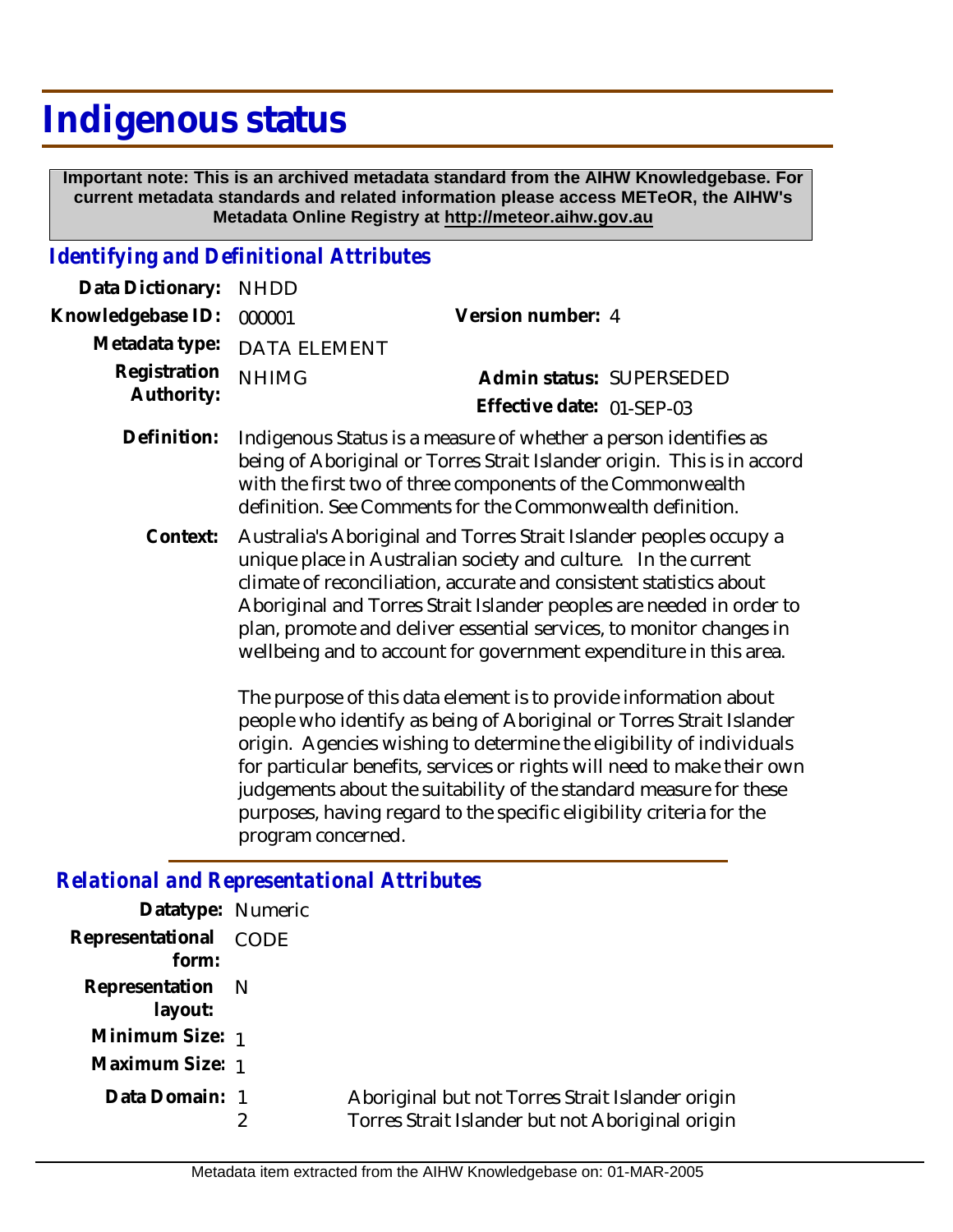# Indigenous status

**Important note: This is an archived metadata standard from the AIHW Knowledgebase. For current metadata standards and related information please access METeOR, the AIHW's Metadata Online Registry at http://meteor.aihw.gov.au**

## *Identifying and Definitional Attributes*

**Data Dictionary:** NHDD

**Knowledgebase ID:** 000001

**Version number:** 4

**Metadata type:** DATA ELEMENT

**Registration Authority:** NHIMG

**Admin status:** SUPERSEDED

**Effective date:** 01-SEP-03

**Definition:** Indigenous Status is a measure of whether a person identifies as being of Aboriginal or Torres Strait Islander origin. This is in accord with the first two of three components of the Commonwealth definition. See Comments for the Commonwealth definition.

**Context:** Australia's Aboriginal and Torres Strait Islander peoples occupy a unique place in Australian society and culture. In the current climate of reconciliation, accurate and consistent statistics about Aboriginal and Torres Strait Islander peoples are needed in order to plan, promote and deliver essential services, to monitor changes in wellbeing and to account for government expenditure in this area.

The purpose of this data element is to provide information about people who identify as being of Aboriginal or Torres Strait Islander origin. Agencies wishing to determine the eligibility of individuals for particular benefits, services or rights will need to make their own judgements about the suitability of the standard measure for these purposes, having regard to the specific eligibility criteria for the program concerned.

## *Relational and Representational Attributes*

**Datatype:** Numeric

**Representational form:** CODE

**Representation layout:** N

**Minimum Size:** 1

**Maximum Size:** 1

**Data Domain:**

1 Aboriginal but not Torres Strait Islander origin

2 Torres Strait Islander but not Aboriginal origin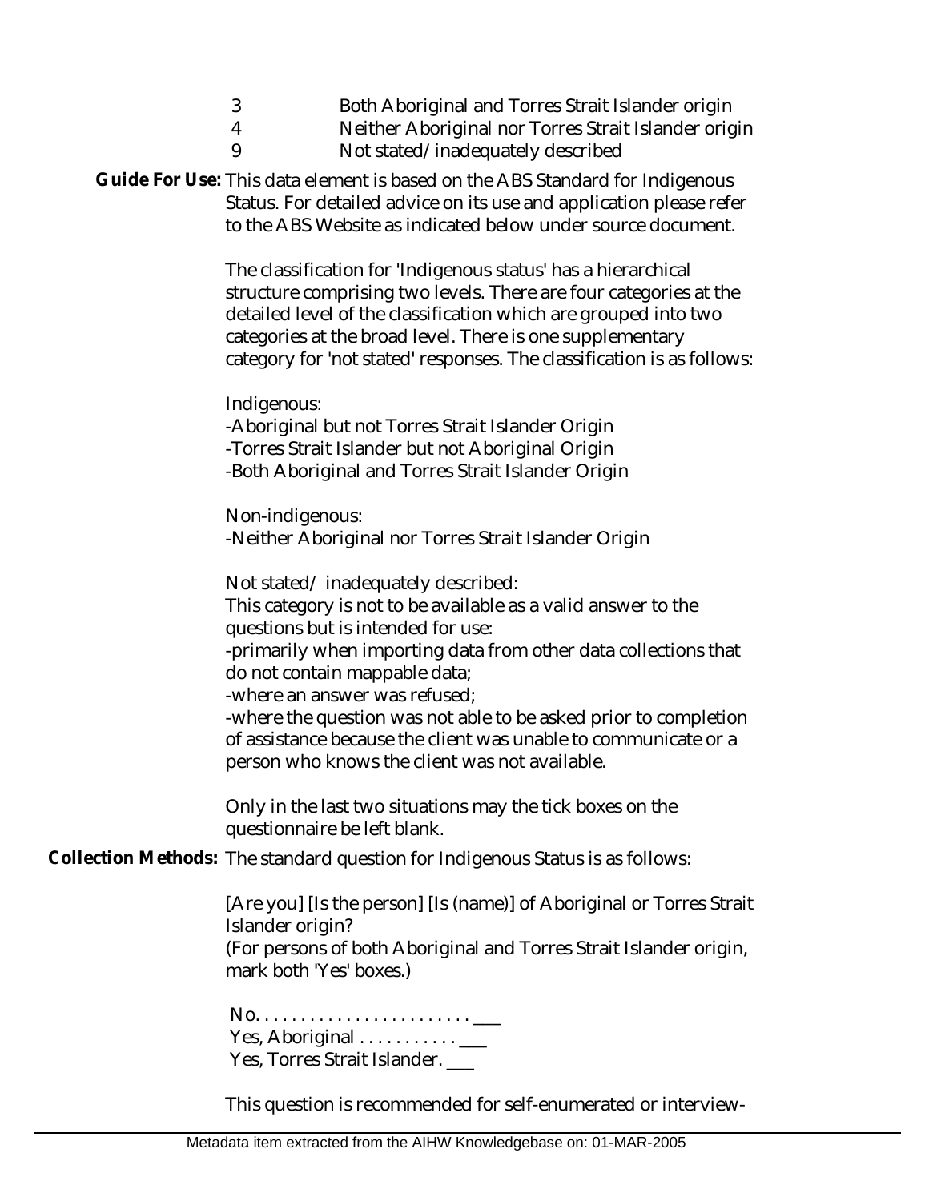| | |
|---|---|
| 3 | Both Aboriginal and Torres Strait Islander origin |
| 4 | Neither Aboriginal nor Torres Strait Islander origin |
| 9 | Not stated/inadequately described |

**Guide For Use:** This data element is based on the ABS Standard for Indigenous Status. For detailed advice on its use and application please refer to the ABS Website as indicated below under source document.

The classification for 'Indigenous status' has a hierarchical structure comprising two levels. There are four categories at the detailed level of the classification which are grouped into two categories at the broad level. There is one supplementary category for 'not stated' responses. The classification is as follows:

Indigenous:
-Aboriginal but not Torres Strait Islander Origin
-Torres Strait Islander but not Aboriginal Origin
-Both Aboriginal and Torres Strait Islander Origin

Non-indigenous:
-Neither Aboriginal nor Torres Strait Islander Origin

Not stated/ inadequately described:
This category is not to be available as a valid answer to the questions but is intended for use:
-primarily when importing data from other data collections that do not contain mappable data;
-where an answer was refused;
-where the question was not able to be asked prior to completion of assistance because the client was unable to communicate or a person who knows the client was not available.

Only in the last two situations may the tick boxes on the questionnaire be left blank.

**Collection Methods:** The standard question for Indigenous Status is as follows:

[Are you] [Is the person] [Is (name)] of Aboriginal or Torres Strait Islander origin?
(For persons of both Aboriginal and Torres Strait Islander origin, mark both 'Yes' boxes.)

No. . . . . . . . . . . . . . . . . . . . . . . . ___
Yes, Aboriginal . . . . . . . . . . . ___
Yes, Torres Strait Islander. ___

This question is recommended for self-enumerated or interview-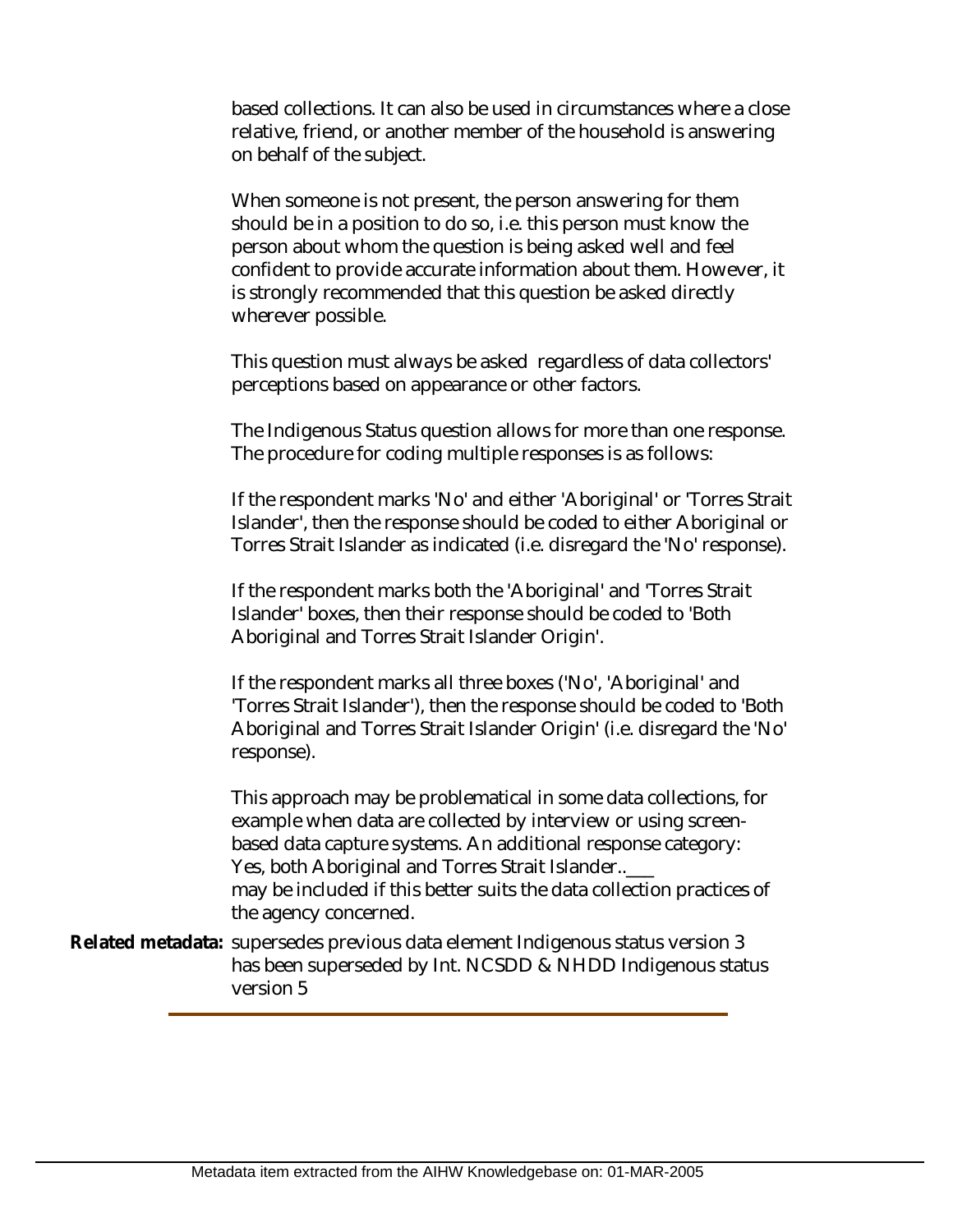based collections. It can also be used in circumstances where a close relative, friend, or another member of the household is answering on behalf of the subject.

When someone is not present, the person answering for them should be in a position to do so, i.e. this person must know the person about whom the question is being asked well and feel confident to provide accurate information about them. However, it is strongly recommended that this question be asked directly wherever possible.

This question must always be asked regardless of data collectors' perceptions based on appearance or other factors.

The Indigenous Status question allows for more than one response. The procedure for coding multiple responses is as follows:

If the respondent marks 'No' and either 'Aboriginal' or 'Torres Strait Islander', then the response should be coded to either Aboriginal or Torres Strait Islander as indicated (i.e. disregard the 'No' response).

If the respondent marks both the 'Aboriginal' and 'Torres Strait Islander' boxes, then their response should be coded to 'Both Aboriginal and Torres Strait Islander Origin'.

If the respondent marks all three boxes ('No', 'Aboriginal' and 'Torres Strait Islander'), then the response should be coded to 'Both Aboriginal and Torres Strait Islander Origin' (i.e. disregard the 'No' response).

This approach may be problematical in some data collections, for example when data are collected by interview or using screen-based data capture systems. An additional response category:
Yes, both Aboriginal and Torres Strait Islander..___
may be included if this better suits the data collection practices of the agency concerned.

**Related metadata:** supersedes previous data element Indigenous status version 3
has been superseded by Int. NCSDD & NHDD Indigenous status version 5

Metadata item extracted from the AIHW Knowledgebase on: 01-MAR-2005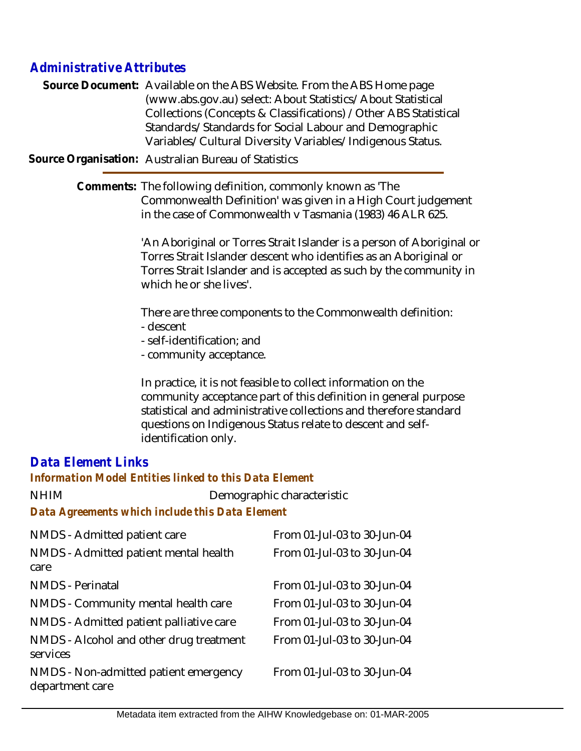## Administrative Attributes

**Source Document:** Available on the ABS Website. From the ABS Home page (www.abs.gov.au) select: About Statistics/ About Statistical Collections (Concepts & Classifications) / Other ABS Statistical Standards/ Standards for Social Labour and Demographic Variables/ Cultural Diversity Variables/ Indigenous Status.

**Source Organisation:** Australian Bureau of Statistics

**Comments:** The following definition, commonly known as 'The Commonwealth Definition' was given in a High Court judgement in the case of Commonwealth v Tasmania (1983) 46 ALR 625.

'An Aboriginal or Torres Strait Islander is a person of Aboriginal or Torres Strait Islander descent who identifies as an Aboriginal or Torres Strait Islander and is accepted as such by the community in which he or she lives'.

There are three components to the Commonwealth definition:

- descent
- self-identification; and
- community acceptance.

In practice, it is not feasible to collect information on the community acceptance part of this definition in general purpose statistical and administrative collections and therefore standard questions on Indigenous Status relate to descent and self-identification only.

## Data Element Links

### Information Model Entities linked to this Data Element

| | |
|---|---|
| NHIM | Demographic characteristic |

### Data Agreements which include this Data Element

| | |
|---|---|
| NMDS - Admitted patient care | From 01-Jul-03 to 30-Jun-04 |
| NMDS - Admitted patient mental health care | From 01-Jul-03 to 30-Jun-04 |
| NMDS - Perinatal | From 01-Jul-03 to 30-Jun-04 |
| NMDS - Community mental health care | From 01-Jul-03 to 30-Jun-04 |
| NMDS - Admitted patient palliative care | From 01-Jul-03 to 30-Jun-04 |
| NMDS - Alcohol and other drug treatment services | From 01-Jul-03 to 30-Jun-04 |
| NMDS - Non-admitted patient emergency department care | From 01-Jul-03 to 30-Jun-04 |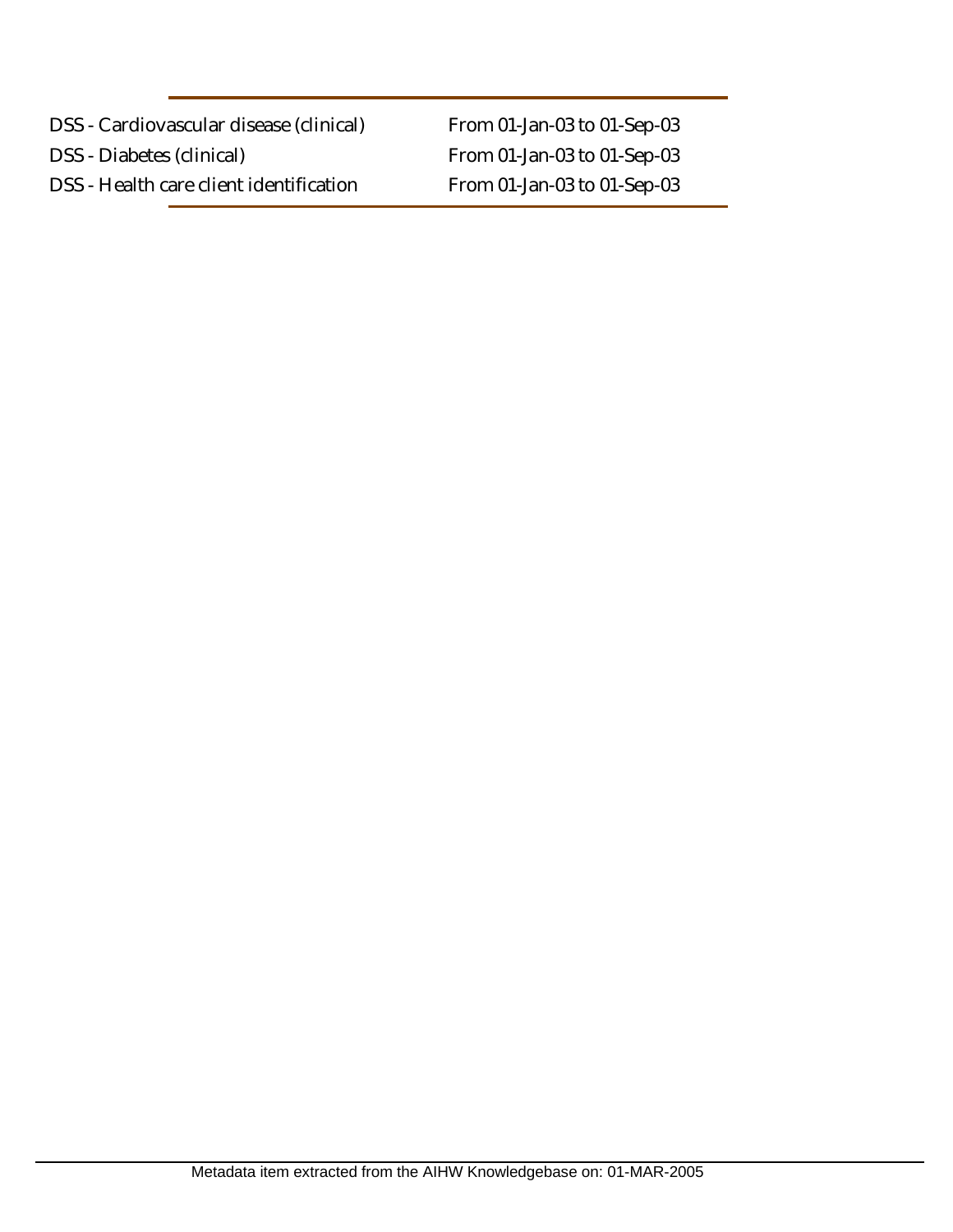| | |
|---|---|
| DSS - Cardiovascular disease (clinical) | From 01-Jan-03 to 01-Sep-03 |
| DSS - Diabetes (clinical) | From 01-Jan-03 to 01-Sep-03 |
| DSS - Health care client identification | From 01-Jan-03 to 01-Sep-03 |